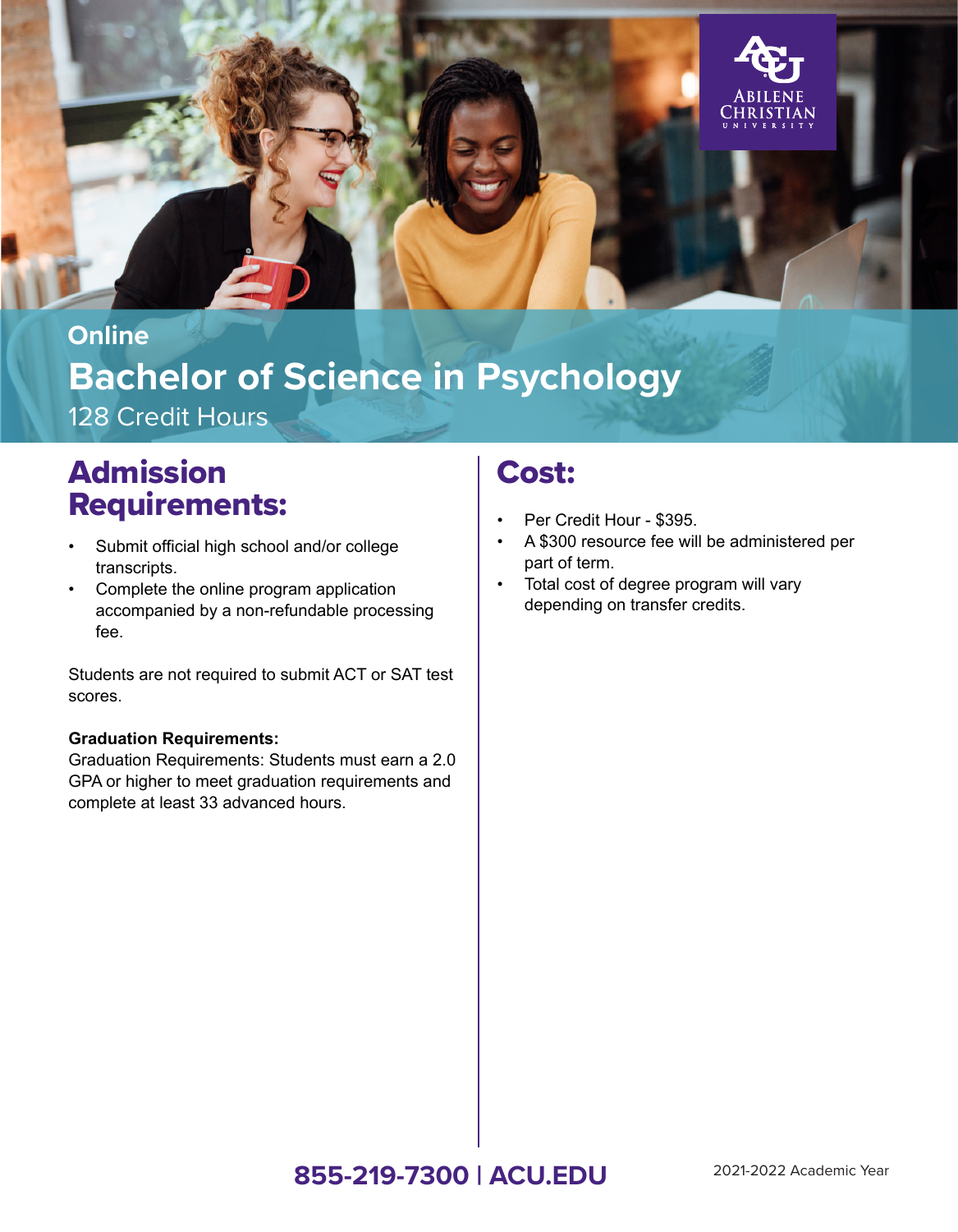Online

# Bachelor of Science in Psychology

128 Credit Hours

## Admission Requirements:

- Submit official high school and/or college transcripts.
- Complete the online program application accompanied by a non-refundable processing fee.

Students are not required to submit ACT or SAT test scores.

**Graduation Requirements:**

Graduation Requirements: Students must earn a 2.0 GPA or higher to meet graduation requirements and complete at least 33 advanced hours.

## Cost:

- Per Credit Hour - $395.
- A $300 resource fee will be administered per part of term.
- Total cost of degree program will vary depending on transfer credits.

**855-219-7300 | ACU.EDU**

2021-2022 Academic Year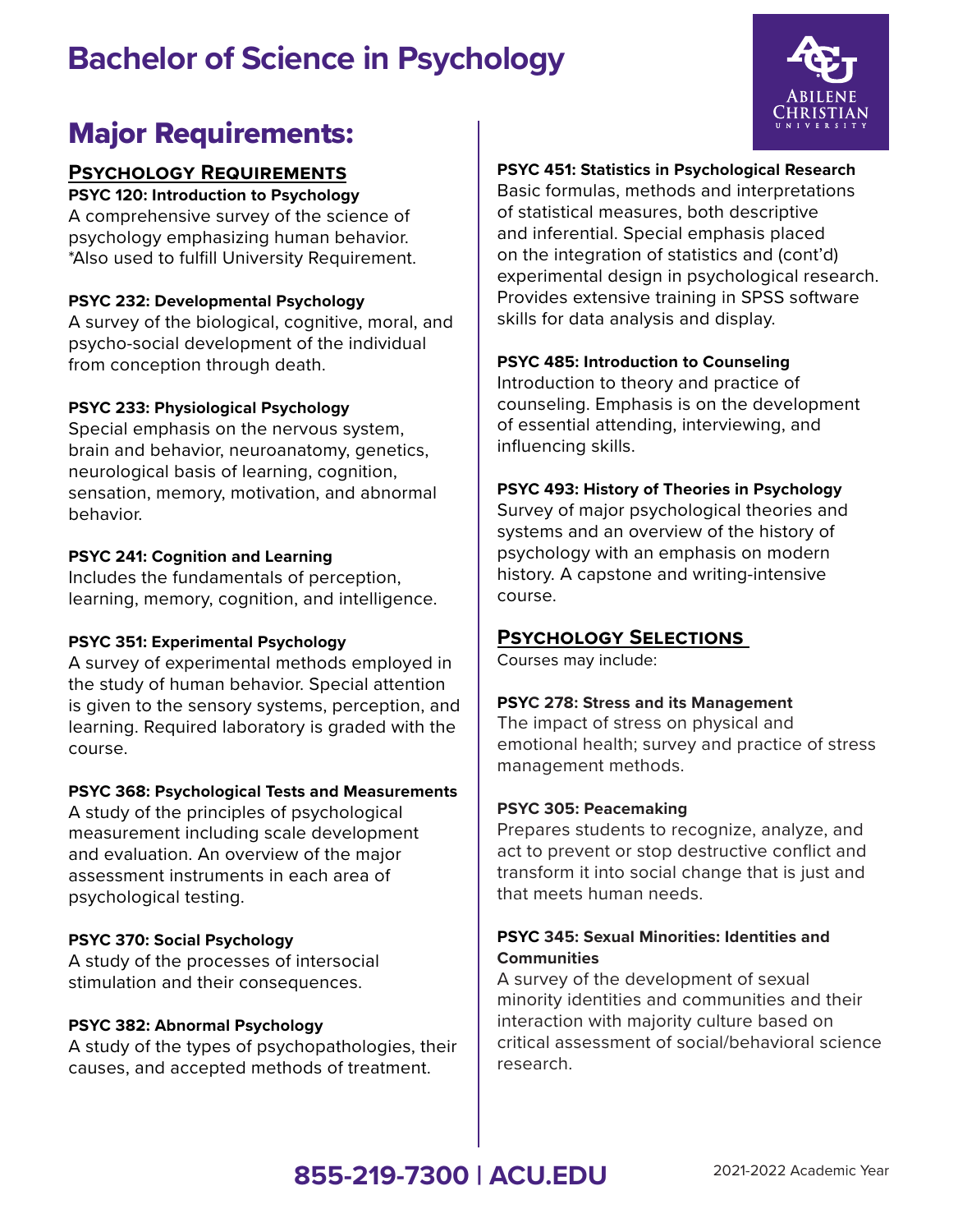# Bachelor of Science in Psychology

## Major Requirements:

### Psychology Requirements

**PSYC 120: Introduction to Psychology**
A comprehensive survey of the science of psychology emphasizing human behavior. *Also used to fulfill University Requirement.

**PSYC 232: Developmental Psychology**
A survey of the biological, cognitive, moral, and psycho-social development of the individual from conception through death.

**PSYC 233: Physiological Psychology**
Special emphasis on the nervous system, brain and behavior, neuroanatomy, genetics, neurological basis of learning, cognition, sensation, memory, motivation, and abnormal behavior.

**PSYC 241: Cognition and Learning**
Includes the fundamentals of perception, learning, memory, cognition, and intelligence.

**PSYC 351: Experimental Psychology**
A survey of experimental methods employed in the study of human behavior. Special attention is given to the sensory systems, perception, and learning. Required laboratory is graded with the course.

**PSYC 368: Psychological Tests and Measurements**
A study of the principles of psychological measurement including scale development and evaluation. An overview of the major assessment instruments in each area of psychological testing.

**PSYC 370: Social Psychology**
A study of the processes of intersocial stimulation and their consequences.

**PSYC 382: Abnormal Psychology**
A study of the types of psychopathologies, their causes, and accepted methods of treatment.

**PSYC 451: Statistics in Psychological Research**
Basic formulas, methods and interpretations of statistical measures, both descriptive and inferential. Special emphasis placed on the integration of statistics and (cont'd) experimental design in psychological research. Provides extensive training in SPSS software skills for data analysis and display.

**PSYC 485: Introduction to Counseling**
Introduction to theory and practice of counseling. Emphasis is on the development of essential attending, interviewing, and influencing skills.

**PSYC 493: History of Theories in Psychology**
Survey of major psychological theories and systems and an overview of the history of psychology with an emphasis on modern history. A capstone and writing-intensive course.

### Psychology Selections

Courses may include:

**PSYC 278: Stress and its Management**
The impact of stress on physical and emotional health; survey and practice of stress management methods.

**PSYC 305: Peacemaking**
Prepares students to recognize, analyze, and act to prevent or stop destructive conflict and transform it into social change that is just and that meets human needs.

**PSYC 345: Sexual Minorities: Identities and Communities**
A survey of the development of sexual minority identities and communities and their interaction with majority culture based on critical assessment of social/behavioral science research.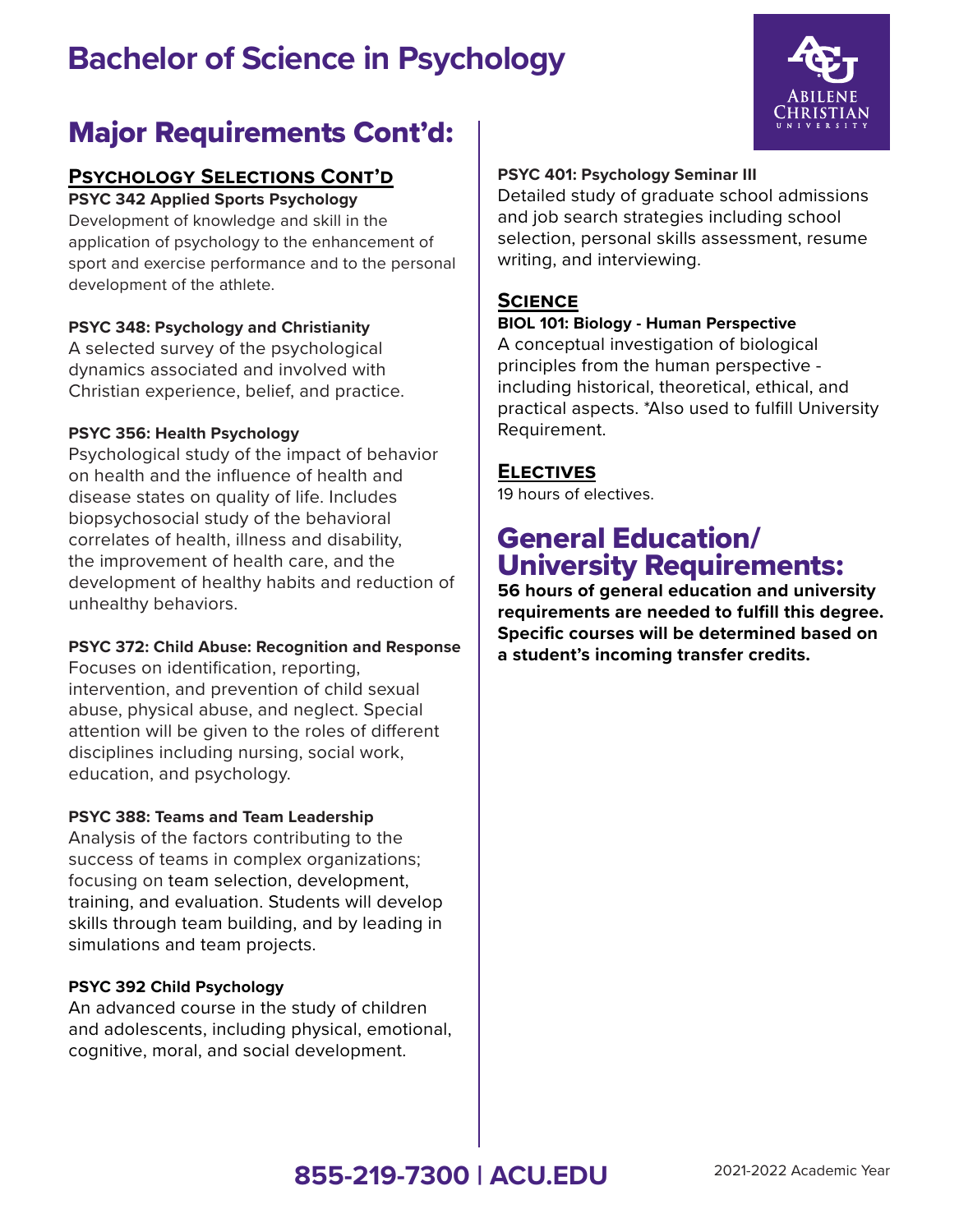# Bachelor of Science in Psychology

## Major Requirements Cont'd:

### Psychology Selections Cont'd

**PSYC 342 Applied Sports Psychology**
Development of knowledge and skill in the application of psychology to the enhancement of sport and exercise performance and to the personal development of the athlete.

**PSYC 348: Psychology and Christianity**
A selected survey of the psychological dynamics associated and involved with Christian experience, belief, and practice.

**PSYC 356: Health Psychology**
Psychological study of the impact of behavior on health and the influence of health and disease states on quality of life. Includes biopsychosocial study of the behavioral correlates of health, illness and disability, the improvement of health care, and the development of healthy habits and reduction of unhealthy behaviors.

**PSYC 372: Child Abuse: Recognition and Response**
Focuses on identification, reporting, intervention, and prevention of child sexual abuse, physical abuse, and neglect. Special attention will be given to the roles of different disciplines including nursing, social work, education, and psychology.

**PSYC 388: Teams and Team Leadership**
Analysis of the factors contributing to the success of teams in complex organizations; focusing on team selection, development, training, and evaluation. Students will develop skills through team building, and by leading in simulations and team projects.

**PSYC 392 Child Psychology**
An advanced course in the study of children and adolescents, including physical, emotional, cognitive, moral, and social development.

**PSYC 401: Psychology Seminar III**
Detailed study of graduate school admissions and job search strategies including school selection, personal skills assessment, resume writing, and interviewing.

### Science

**BIOL 101: Biology - Human Perspective**
A conceptual investigation of biological principles from the human perspective - including historical, theoretical, ethical, and practical aspects. *Also used to fulfill University Requirement.

### Electives

19 hours of electives.

## General Education/ University Requirements:

**56 hours of general education and university requirements are needed to fulfill this degree. Specific courses will be determined based on a student's incoming transfer credits.**

**855-219-7300 | ACU.EDU**

2021-2022 Academic Year